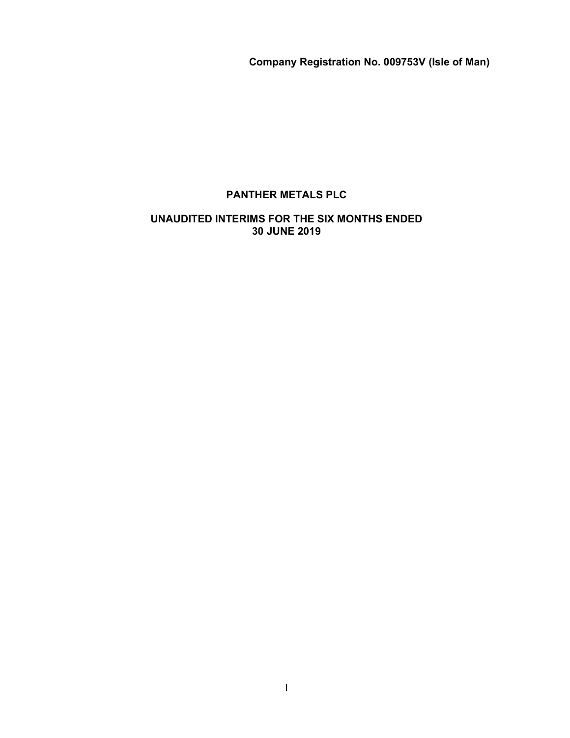**Company Registration No. 009753V (Isle of Man)**

# PANTHER METALS PLC

## UNAUDITED INTERIMS FOR THE SIX MONTHS ENDED 30 JUNE 2019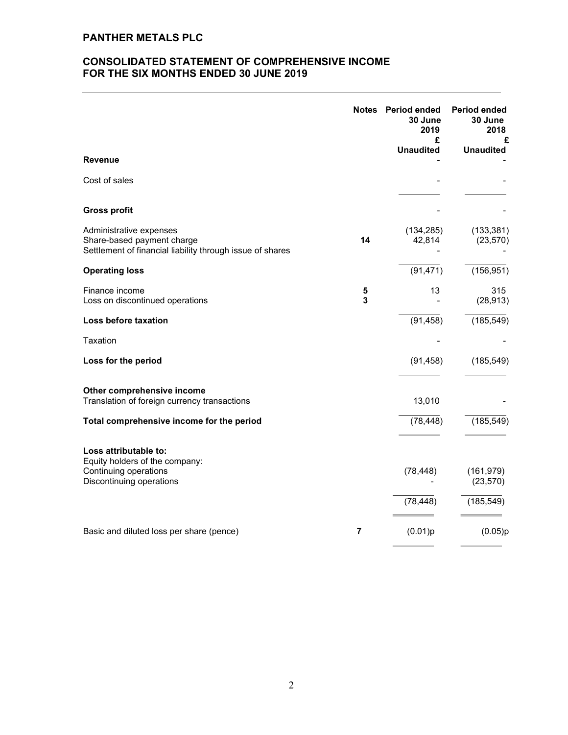## PANTHER METALS PLC

## CONSOLIDATED STATEMENT OF COMPREHENSIVE INCOME FOR THE SIX MONTHS ENDED 30 JUNE 2019

| | Notes | Period ended 30 June 2019 £ Unaudited | Period ended 30 June 2018 £ Unaudited |
|---|---|---|---|
| **Revenue** | | - | - |
| Cost of sales | | - | - |
| **Gross profit** | | - | - |
| Administrative expenses | | (134,285) | (133,381) |
| Share-based payment charge | **14** | 42,814 | (23,570) |
| Settlement of financial liability through issue of shares | | - | - |
| **Operating loss** | | (91,471) | (156,951) |
| Finance income | **5** | 13 | 315 |
| Loss on discontinued operations | **3** | - | (28,913) |
| **Loss before taxation** | | (91,458) | (185,549) |
| Taxation | | - | - |
| **Loss for the period** | | (91,458) | (185,549) |
| **Other comprehensive income** | | | |
| Translation of foreign currency transactions | | 13,010 | - |
| **Total comprehensive income for the period** | | (78,448) | (185,549) |
| **Loss attributable to:** | | | |
| Equity holders of the company: | | | |
| Continuing operations | | (78,448) | (161,979) |
| Discontinuing operations | | - | (23,570) |
| | | (78,448) | (185,549) |
| Basic and diluted loss per share (pence) | **7** | (0.01)p | (0.05)p |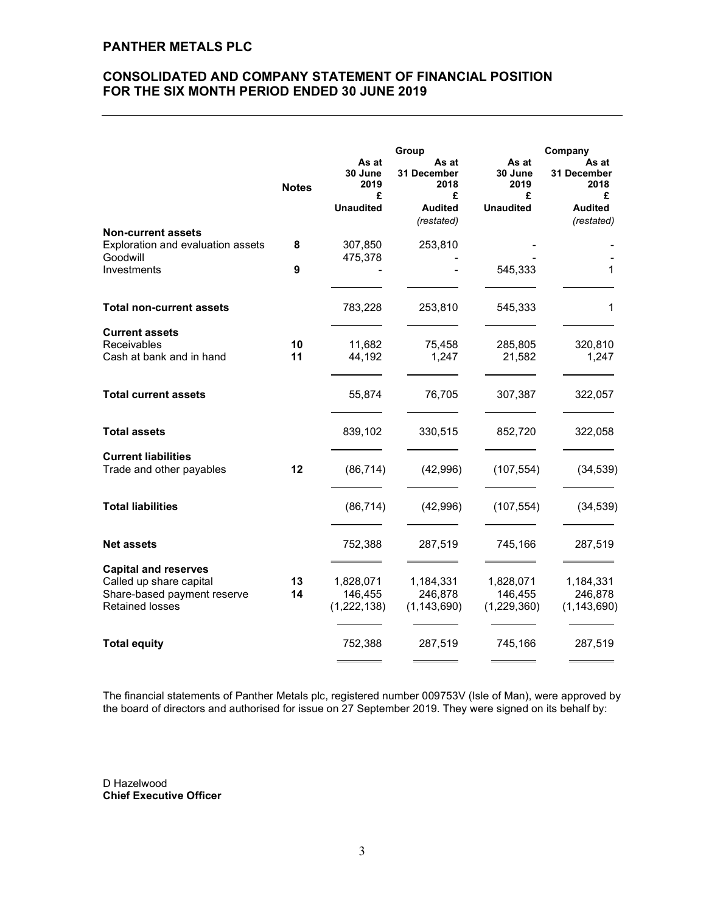# PANTHER METALS PLC

## CONSOLIDATED AND COMPANY STATEMENT OF FINANCIAL POSITION FOR THE SIX MONTH PERIOD ENDED 30 JUNE 2019

| | Notes | Group | | Company | |
|---|---|---|---|---|---|
| | | As at 30 June 2019 £ Unaudited | As at 31 December 2018 £ Audited *(restated)* | As at 30 June 2019 £ Unaudited | As at 31 December 2018 £ Audited *(restated)* |
| **Non-current assets** | | | | | |
| Exploration and evaluation assets | 8 | 307,850 | 253,810 | - | - |
| Goodwill | | 475,378 | - | - | - |
| Investments | 9 | - | - | 545,333 | 1 |
| **Total non-current assets** | | 783,228 | 253,810 | 545,333 | 1 |
| **Current assets** | | | | | |
| Receivables | 10 | 11,682 | 75,458 | 285,805 | 320,810 |
| Cash at bank and in hand | 11 | 44,192 | 1,247 | 21,582 | 1,247 |
| **Total current assets** | | 55,874 | 76,705 | 307,387 | 322,057 |
| **Total assets** | | 839,102 | 330,515 | 852,720 | 322,058 |
| **Current liabilities** | | | | | |
| Trade and other payables | 12 | (86,714) | (42,996) | (107,554) | (34,539) |
| **Total liabilities** | | (86,714) | (42,996) | (107,554) | (34,539) |
| **Net assets** | | 752,388 | 287,519 | 745,166 | 287,519 |
| **Capital and reserves** | | | | | |
| Called up share capital | 13 | 1,828,071 | 1,184,331 | 1,828,071 | 1,184,331 |
| Share-based payment reserve | 14 | 146,455 | 246,878 | 146,455 | 246,878 |
| Retained losses | | (1,222,138) | (1,143,690) | (1,229,360) | (1,143,690) |
| **Total equity** | | 752,388 | 287,519 | 745,166 | 287,519 |

The financial statements of Panther Metals plc, registered number 009753V (Isle of Man), were approved by the board of directors and authorised for issue on 27 September 2019. They were signed on its behalf by:

D Hazelwood
**Chief Executive Officer**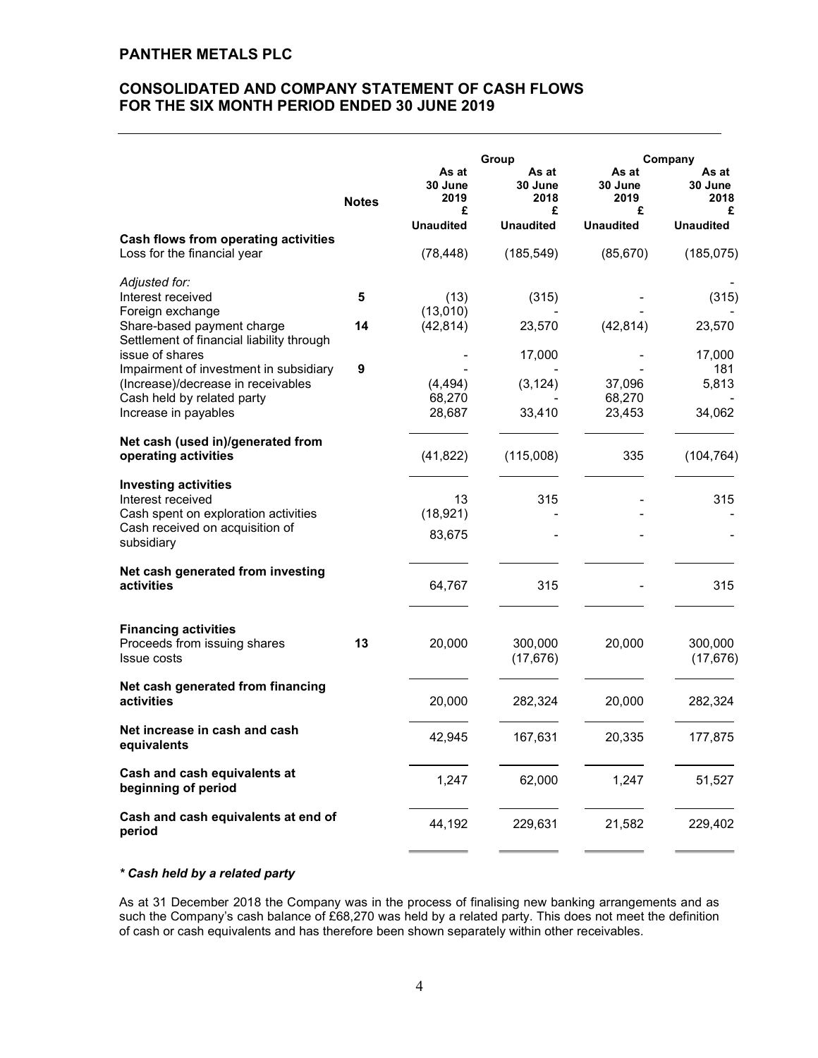# PANTHER METALS PLC

## CONSOLIDATED AND COMPANY STATEMENT OF CASH FLOWS FOR THE SIX MONTH PERIOD ENDED 30 JUNE 2019

| | Notes | Group | | Company | |
|---|---|---|---|---|---|
| | | As at 30 June 2019 £ | As at 30 June 2018 £ | As at 30 June 2019 £ | As at 30 June 2018 £ |
| | | Unaudited | Unaudited | Unaudited | Unaudited |
| **Cash flows from operating activities** | | | | | |
| Loss for the financial year | | (78,448) | (185,549) | (85,670) | (185,075) |
| *Adjusted for:* | | | | | - |
| Interest received | 5 | (13) | (315) | - | (315) |
| Foreign exchange | | (13,010) | - | - | - |
| Share-based payment charge | 14 | (42,814) | 23,570 | (42,814) | 23,570 |
| Settlement of financial liability through issue of shares | | - | 17,000 | - | 17,000 |
| Impairment of investment in subsidiary | 9 | - | - | - | 181 |
| (Increase)/decrease in receivables | | (4,494) | (3,124) | 37,096 | 5,813 |
| Cash held by related party | | 68,270 | - | 68,270 | - |
| Increase in payables | | 28,687 | 33,410 | 23,453 | 34,062 |
| **Net cash (used in)/generated from operating activities** | | (41,822) | (115,008) | 335 | (104,764) |
| **Investing activities** | | | | | |
| Interest received | | 13 | 315 | - | 315 |
| Cash spent on exploration activities | | (18,921) | - | - | - |
| Cash received on acquisition of subsidiary | | 83,675 | - | - | - |
| **Net cash generated from investing activities** | | 64,767 | 315 | - | 315 |
| **Financing activities** | | | | | |
| Proceeds from issuing shares | 13 | 20,000 | 300,000 | 20,000 | 300,000 |
| Issue costs | | | (17,676) | | (17,676) |
| **Net cash generated from financing activities** | | 20,000 | 282,324 | 20,000 | 282,324 |
| **Net increase in cash and cash equivalents** | | 42,945 | 167,631 | 20,335 | 177,875 |
| **Cash and cash equivalents at beginning of period** | | 1,247 | 62,000 | 1,247 | 51,527 |
| **Cash and cash equivalents at end of period** | | 44,192 | 229,631 | 21,582 | 229,402 |

***\* Cash held by a related party***

As at 31 December 2018 the Company was in the process of finalising new banking arrangements and as such the Company's cash balance of £68,270 was held by a related party. This does not meet the definition of cash or cash equivalents and has therefore been shown separately within other receivables.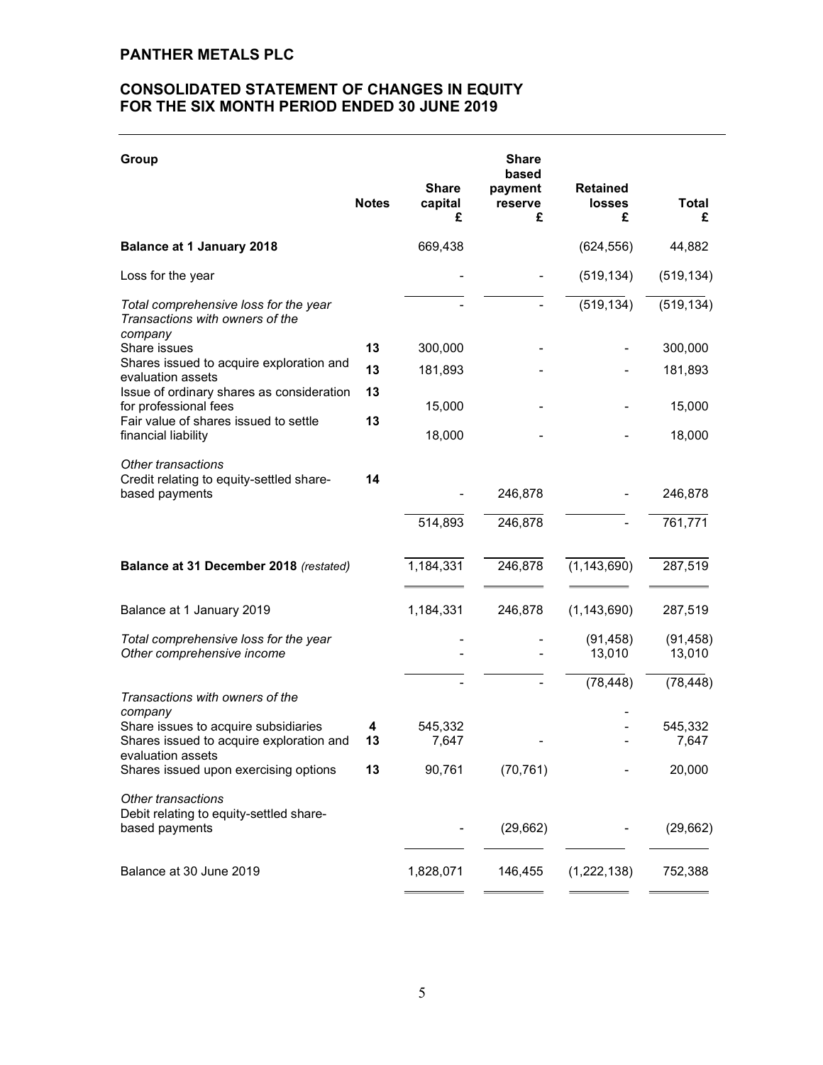# PANTHER METALS PLC

## CONSOLIDATED STATEMENT OF CHANGES IN EQUITY FOR THE SIX MONTH PERIOD ENDED 30 JUNE 2019

| Group | Notes | Share capital £ | Share based payment reserve £ | Retained losses £ | Total £ |
|---|---|---|---|---|---|
| **Balance at 1 January 2018** | | 669,438 | | (624,556) | 44,882 |
| Loss for the year | | - | - | (519,134) | (519,134) |
| *Total comprehensive loss for the year* | | - | - | (519,134) | (519,134) |
| *Transactions with owners of the company* | | | | | |
| Share issues | 13 | 300,000 | - | - | 300,000 |
| Shares issued to acquire exploration and evaluation assets | 13 | 181,893 | - | - | 181,893 |
| Issue of ordinary shares as consideration for professional fees | 13 | 15,000 | - | - | 15,000 |
| Fair value of shares issued to settle financial liability | 13 | 18,000 | - | - | 18,000 |
| *Other transactions* | | | | | |
| Credit relating to equity-settled share-based payments | 14 | - | 246,878 | - | 246,878 |
| | | 514,893 | 246,878 | - | 761,771 |
| **Balance at 31 December 2018** *(restated)* | | 1,184,331 | 246,878 | (1,143,690) | 287,519 |
| Balance at 1 January 2019 | | 1,184,331 | 246,878 | (1,143,690) | 287,519 |
| *Total comprehensive loss for the year* | | - | - | (91,458) | (91,458) |
| *Other comprehensive income* | | - | - | 13,010 | 13,010 |
| | | - | - | (78,448) | (78,448) |
| *Transactions with owners of the company* | | | | - | |
| Share issues to acquire subsidiaries | 4 | 545,332 | | - | 545,332 |
| Shares issued to acquire exploration and evaluation assets | 13 | 7,647 | - | - | 7,647 |
| Shares issued upon exercising options | 13 | 90,761 | (70,761) | - | 20,000 |
| *Other transactions* | | | | | |
| Debit relating to equity-settled share-based payments | | - | (29,662) | - | (29,662) |
| Balance at 30 June 2019 | | 1,828,071 | 146,455 | (1,222,138) | 752,388 |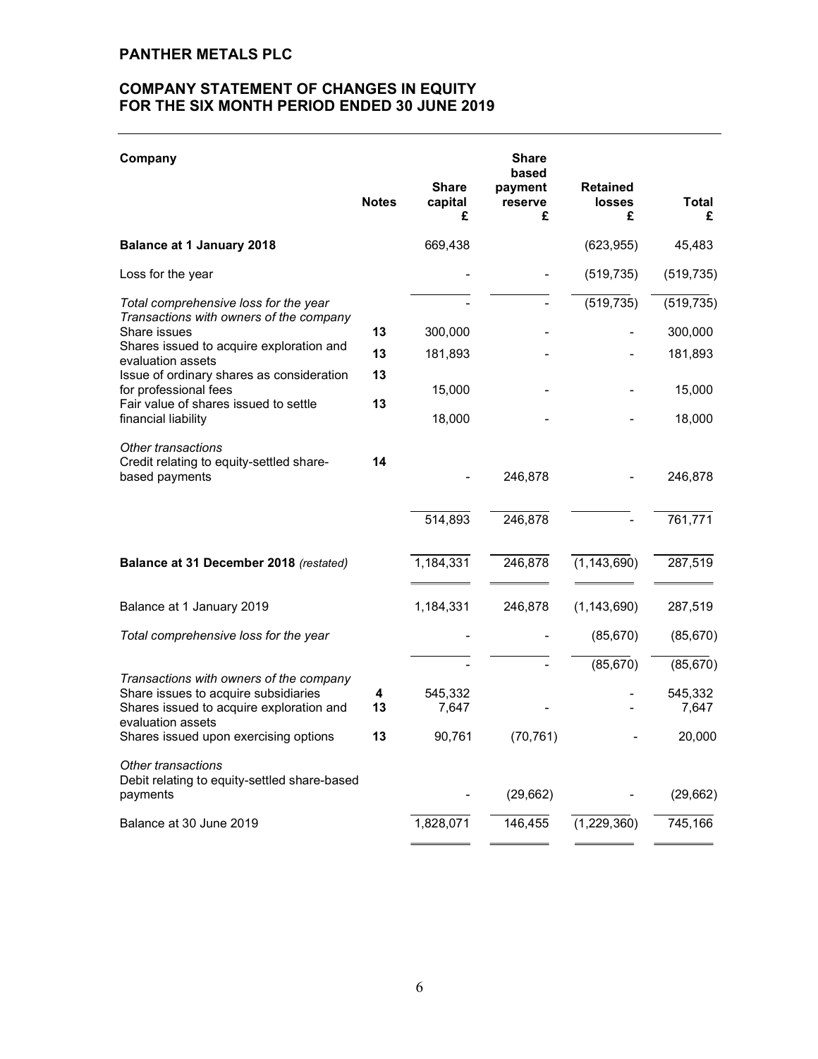# PANTHER METALS PLC

## COMPANY STATEMENT OF CHANGES IN EQUITY FOR THE SIX MONTH PERIOD ENDED 30 JUNE 2019

| Company | Notes | Share capital £ | Share based payment reserve £ | Retained losses £ | Total £ |
|---|---|---|---|---|---|
| **Balance at 1 January 2018** | | 669,438 | | (623,955) | 45,483 |
| Loss for the year | | - | - | (519,735) | (519,735) |
| *Total comprehensive loss for the year* | | - | - | (519,735) | (519,735) |
| *Transactions with owners of the company* | | | | | |
| Share issues | 13 | 300,000 | - | - | 300,000 |
| Shares issued to acquire exploration and evaluation assets | 13 | 181,893 | - | - | 181,893 |
| Issue of ordinary shares as consideration for professional fees | 13 | 15,000 | - | - | 15,000 |
| Fair value of shares issued to settle financial liability | 13 | 18,000 | - | - | 18,000 |
| *Other transactions* | | | | | |
| Credit relating to equity-settled share-based payments | 14 | - | 246,878 | - | 246,878 |
| | | 514,893 | 246,878 | - | 761,771 |
| **Balance at 31 December 2018** *(restated)* | | 1,184,331 | 246,878 | (1,143,690) | 287,519 |
| Balance at 1 January 2019 | | 1,184,331 | 246,878 | (1,143,690) | 287,519 |
| *Total comprehensive loss for the year* | | - | - | (85,670) | (85,670) |
| | | - | - | (85,670) | (85,670) |
| *Transactions with owners of the company* | | | | | |
| Share issues to acquire subsidiaries | 4 | 545,332 | | - | 545,332 |
| Shares issued to acquire exploration and evaluation assets | 13 | 7,647 | | - | 7,647 |
| Shares issued upon exercising options | 13 | 90,761 | (70,761) | - | 20,000 |
| *Other transactions* | | | | | |
| Debit relating to equity-settled share-based payments | | - | (29,662) | - | (29,662) |
| Balance at 30 June 2019 | | 1,828,071 | 146,455 | (1,229,360) | 745,166 |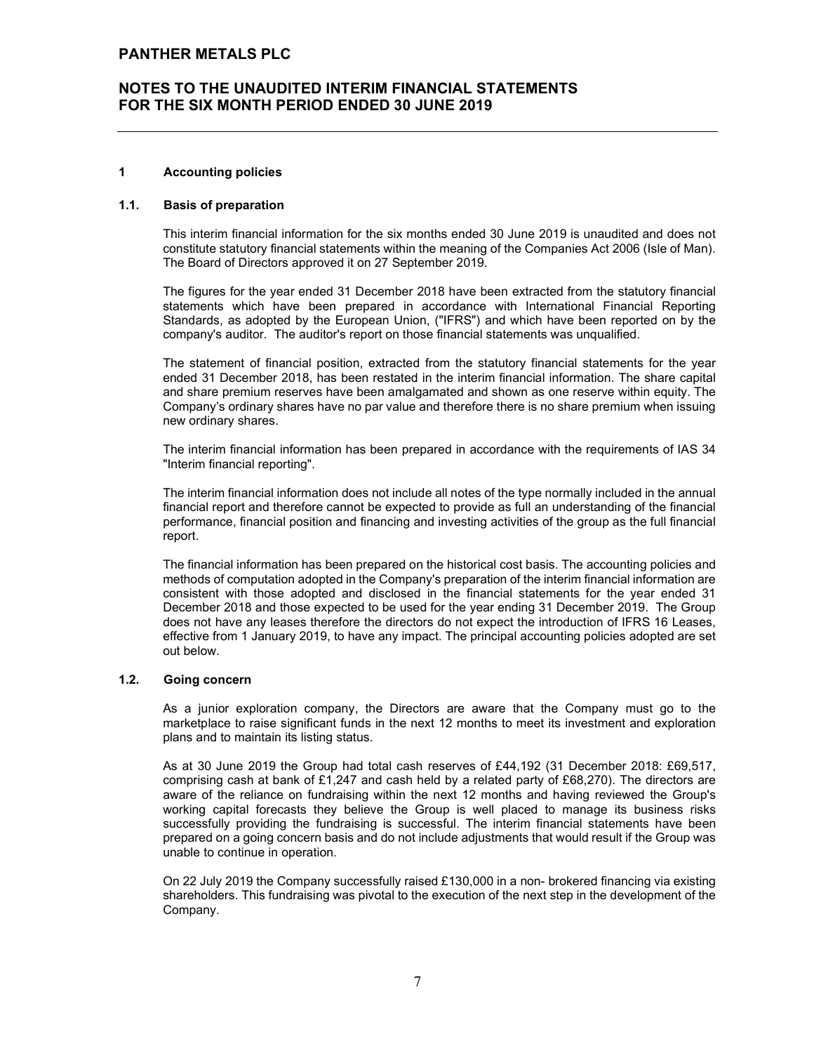# PANTHER METALS PLC

## NOTES TO THE UNAUDITED INTERIM FINANCIAL STATEMENTS FOR THE SIX MONTH PERIOD ENDED 30 JUNE 2019

### 1 Accounting policies

#### 1.1. Basis of preparation

This interim financial information for the six months ended 30 June 2019 is unaudited and does not constitute statutory financial statements within the meaning of the Companies Act 2006 (Isle of Man). The Board of Directors approved it on 27 September 2019.

The figures for the year ended 31 December 2018 have been extracted from the statutory financial statements which have been prepared in accordance with International Financial Reporting Standards, as adopted by the European Union, ("IFRS") and which have been reported on by the company's auditor. The auditor's report on those financial statements was unqualified.

The statement of financial position, extracted from the statutory financial statements for the year ended 31 December 2018, has been restated in the interim financial information. The share capital and share premium reserves have been amalgamated and shown as one reserve within equity. The Company's ordinary shares have no par value and therefore there is no share premium when issuing new ordinary shares.

The interim financial information has been prepared in accordance with the requirements of IAS 34 "Interim financial reporting".

The interim financial information does not include all notes of the type normally included in the annual financial report and therefore cannot be expected to provide as full an understanding of the financial performance, financial position and financing and investing activities of the group as the full financial report.

The financial information has been prepared on the historical cost basis. The accounting policies and methods of computation adopted in the Company's preparation of the interim financial information are consistent with those adopted and disclosed in the financial statements for the year ended 31 December 2018 and those expected to be used for the year ending 31 December 2019. The Group does not have any leases therefore the directors do not expect the introduction of IFRS 16 Leases, effective from 1 January 2019, to have any impact. The principal accounting policies adopted are set out below.

#### 1.2. Going concern

As a junior exploration company, the Directors are aware that the Company must go to the marketplace to raise significant funds in the next 12 months to meet its investment and exploration plans and to maintain its listing status.

As at 30 June 2019 the Group had total cash reserves of £44,192 (31 December 2018: £69,517, comprising cash at bank of £1,247 and cash held by a related party of £68,270). The directors are aware of the reliance on fundraising within the next 12 months and having reviewed the Group's working capital forecasts they believe the Group is well placed to manage its business risks successfully providing the fundraising is successful. The interim financial statements have been prepared on a going concern basis and do not include adjustments that would result if the Group was unable to continue in operation.

On 22 July 2019 the Company successfully raised £130,000 in a non- brokered financing via existing shareholders. This fundraising was pivotal to the execution of the next step in the development of the Company.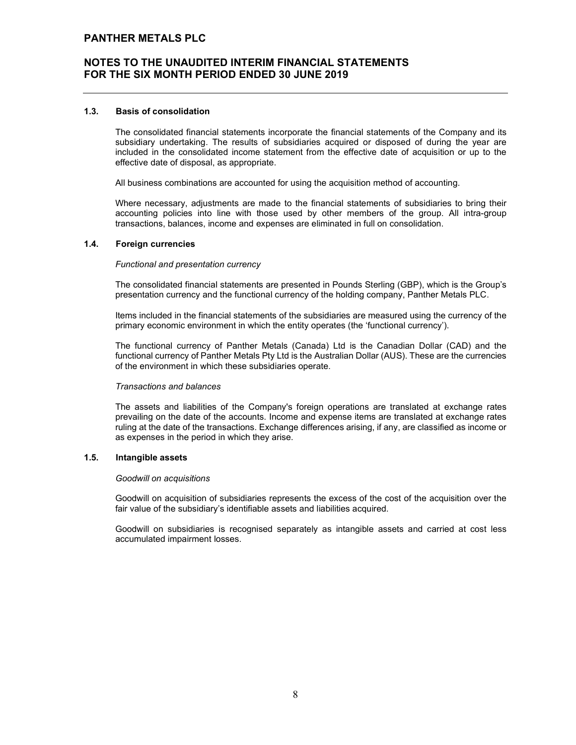### 1.3. Basis of consolidation

The consolidated financial statements incorporate the financial statements of the Company and its subsidiary undertaking. The results of subsidiaries acquired or disposed of during the year are included in the consolidated income statement from the effective date of acquisition or up to the effective date of disposal, as appropriate.

All business combinations are accounted for using the acquisition method of accounting.

Where necessary, adjustments are made to the financial statements of subsidiaries to bring their accounting policies into line with those used by other members of the group. All intra-group transactions, balances, income and expenses are eliminated in full on consolidation.

### 1.4. Foreign currencies

*Functional and presentation currency*

The consolidated financial statements are presented in Pounds Sterling (GBP), which is the Group's presentation currency and the functional currency of the holding company, Panther Metals PLC.

Items included in the financial statements of the subsidiaries are measured using the currency of the primary economic environment in which the entity operates (the 'functional currency').

The functional currency of Panther Metals (Canada) Ltd is the Canadian Dollar (CAD) and the functional currency of Panther Metals Pty Ltd is the Australian Dollar (AUS). These are the currencies of the environment in which these subsidiaries operate.

*Transactions and balances*

The assets and liabilities of the Company's foreign operations are translated at exchange rates prevailing on the date of the accounts. Income and expense items are translated at exchange rates ruling at the date of the transactions. Exchange differences arising, if any, are classified as income or as expenses in the period in which they arise.

### 1.5. Intangible assets

*Goodwill on acquisitions*

Goodwill on acquisition of subsidiaries represents the excess of the cost of the acquisition over the fair value of the subsidiary's identifiable assets and liabilities acquired.

Goodwill on subsidiaries is recognised separately as intangible assets and carried at cost less accumulated impairment losses.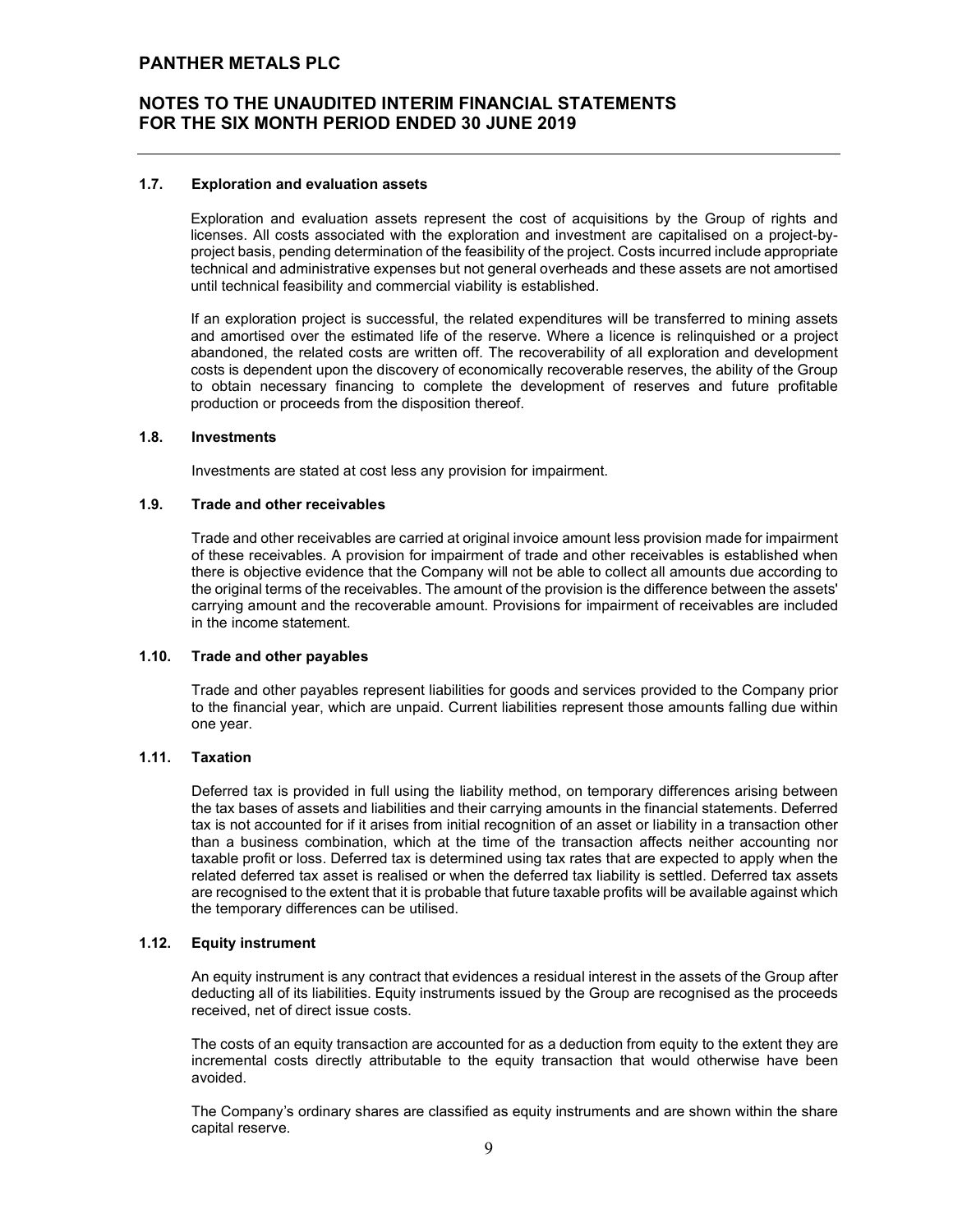### 1.7. Exploration and evaluation assets

Exploration and evaluation assets represent the cost of acquisitions by the Group of rights and licenses. All costs associated with the exploration and investment are capitalised on a project-by-project basis, pending determination of the feasibility of the project. Costs incurred include appropriate technical and administrative expenses but not general overheads and these assets are not amortised until technical feasibility and commercial viability is established.

If an exploration project is successful, the related expenditures will be transferred to mining assets and amortised over the estimated life of the reserve. Where a licence is relinquished or a project abandoned, the related costs are written off. The recoverability of all exploration and development costs is dependent upon the discovery of economically recoverable reserves, the ability of the Group to obtain necessary financing to complete the development of reserves and future profitable production or proceeds from the disposition thereof.

### 1.8. Investments

Investments are stated at cost less any provision for impairment.

### 1.9. Trade and other receivables

Trade and other receivables are carried at original invoice amount less provision made for impairment of these receivables. A provision for impairment of trade and other receivables is established when there is objective evidence that the Company will not be able to collect all amounts due according to the original terms of the receivables. The amount of the provision is the difference between the assets' carrying amount and the recoverable amount. Provisions for impairment of receivables are included in the income statement.

### 1.10. Trade and other payables

Trade and other payables represent liabilities for goods and services provided to the Company prior to the financial year, which are unpaid. Current liabilities represent those amounts falling due within one year.

### 1.11. Taxation

Deferred tax is provided in full using the liability method, on temporary differences arising between the tax bases of assets and liabilities and their carrying amounts in the financial statements. Deferred tax is not accounted for if it arises from initial recognition of an asset or liability in a transaction other than a business combination, which at the time of the transaction affects neither accounting nor taxable profit or loss. Deferred tax is determined using tax rates that are expected to apply when the related deferred tax asset is realised or when the deferred tax liability is settled. Deferred tax assets are recognised to the extent that it is probable that future taxable profits will be available against which the temporary differences can be utilised.

### 1.12. Equity instrument

An equity instrument is any contract that evidences a residual interest in the assets of the Group after deducting all of its liabilities. Equity instruments issued by the Group are recognised as the proceeds received, net of direct issue costs.

The costs of an equity transaction are accounted for as a deduction from equity to the extent they are incremental costs directly attributable to the equity transaction that would otherwise have been avoided.

The Company's ordinary shares are classified as equity instruments and are shown within the share capital reserve.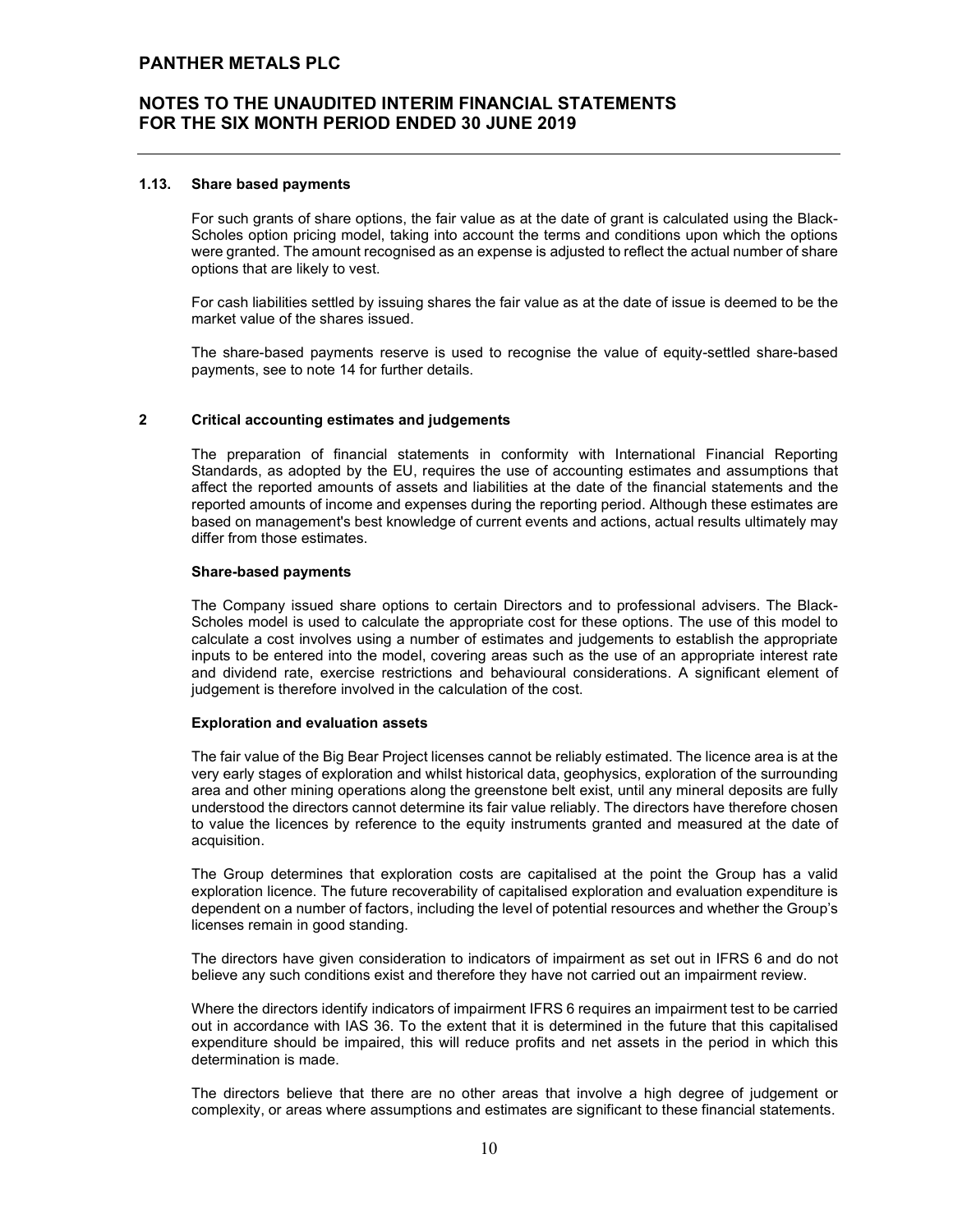### 1.13. Share based payments

For such grants of share options, the fair value as at the date of grant is calculated using the Black-Scholes option pricing model, taking into account the terms and conditions upon which the options were granted. The amount recognised as an expense is adjusted to reflect the actual number of share options that are likely to vest.

For cash liabilities settled by issuing shares the fair value as at the date of issue is deemed to be the market value of the shares issued.

The share-based payments reserve is used to recognise the value of equity-settled share-based payments, see to note 14 for further details.

## 2 Critical accounting estimates and judgements

The preparation of financial statements in conformity with International Financial Reporting Standards, as adopted by the EU, requires the use of accounting estimates and assumptions that affect the reported amounts of assets and liabilities at the date of the financial statements and the reported amounts of income and expenses during the reporting period. Although these estimates are based on management's best knowledge of current events and actions, actual results ultimately may differ from those estimates.

**Share-based payments**

The Company issued share options to certain Directors and to professional advisers. The Black-Scholes model is used to calculate the appropriate cost for these options. The use of this model to calculate a cost involves using a number of estimates and judgements to establish the appropriate inputs to be entered into the model, covering areas such as the use of an appropriate interest rate and dividend rate, exercise restrictions and behavioural considerations. A significant element of judgement is therefore involved in the calculation of the cost.

**Exploration and evaluation assets**

The fair value of the Big Bear Project licenses cannot be reliably estimated. The licence area is at the very early stages of exploration and whilst historical data, geophysics, exploration of the surrounding area and other mining operations along the greenstone belt exist, until any mineral deposits are fully understood the directors cannot determine its fair value reliably. The directors have therefore chosen to value the licences by reference to the equity instruments granted and measured at the date of acquisition.

The Group determines that exploration costs are capitalised at the point the Group has a valid exploration licence. The future recoverability of capitalised exploration and evaluation expenditure is dependent on a number of factors, including the level of potential resources and whether the Group's licenses remain in good standing.

The directors have given consideration to indicators of impairment as set out in IFRS 6 and do not believe any such conditions exist and therefore they have not carried out an impairment review.

Where the directors identify indicators of impairment IFRS 6 requires an impairment test to be carried out in accordance with IAS 36. To the extent that it is determined in the future that this capitalised expenditure should be impaired, this will reduce profits and net assets in the period in which this determination is made.

The directors believe that there are no other areas that involve a high degree of judgement or complexity, or areas where assumptions and estimates are significant to these financial statements.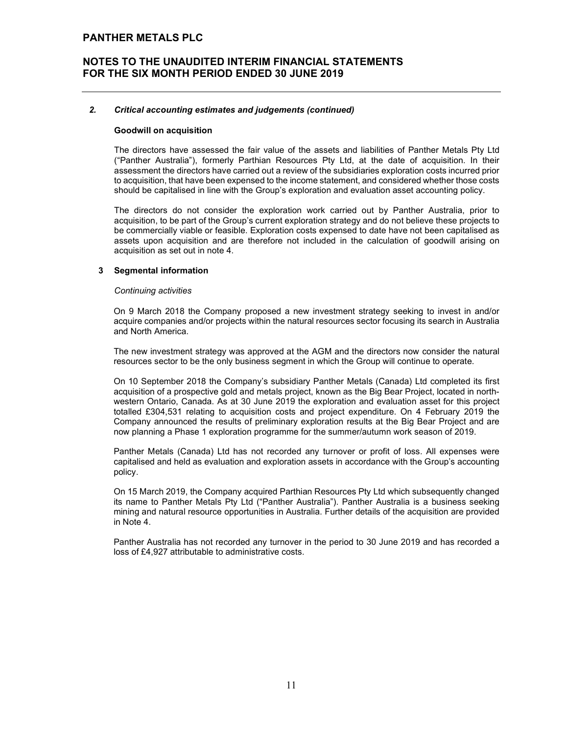### *2. Critical accounting estimates and judgements (continued)*

**Goodwill on acquisition**

The directors have assessed the fair value of the assets and liabilities of Panther Metals Pty Ltd ("Panther Australia"), formerly Parthian Resources Pty Ltd, at the date of acquisition. In their assessment the directors have carried out a review of the subsidiaries exploration costs incurred prior to acquisition, that have been expensed to the income statement, and considered whether those costs should be capitalised in line with the Group's exploration and evaluation asset accounting policy.

The directors do not consider the exploration work carried out by Panther Australia, prior to acquisition, to be part of the Group's current exploration strategy and do not believe these projects to be commercially viable or feasible. Exploration costs expensed to date have not been capitalised as assets upon acquisition and are therefore not included in the calculation of goodwill arising on acquisition as set out in note 4.

### 3 Segmental information

*Continuing activities*

On 9 March 2018 the Company proposed a new investment strategy seeking to invest in and/or acquire companies and/or projects within the natural resources sector focusing its search in Australia and North America.

The new investment strategy was approved at the AGM and the directors now consider the natural resources sector to be the only business segment in which the Group will continue to operate.

On 10 September 2018 the Company's subsidiary Panther Metals (Canada) Ltd completed its first acquisition of a prospective gold and metals project, known as the Big Bear Project, located in north-western Ontario, Canada. As at 30 June 2019 the exploration and evaluation asset for this project totalled £304,531 relating to acquisition costs and project expenditure. On 4 February 2019 the Company announced the results of preliminary exploration results at the Big Bear Project and are now planning a Phase 1 exploration programme for the summer/autumn work season of 2019.

Panther Metals (Canada) Ltd has not recorded any turnover or profit of loss. All expenses were capitalised and held as evaluation and exploration assets in accordance with the Group's accounting policy.

On 15 March 2019, the Company acquired Parthian Resources Pty Ltd which subsequently changed its name to Panther Metals Pty Ltd ("Panther Australia"). Panther Australia is a business seeking mining and natural resource opportunities in Australia. Further details of the acquisition are provided in Note 4.

Panther Australia has not recorded any turnover in the period to 30 June 2019 and has recorded a loss of £4,927 attributable to administrative costs.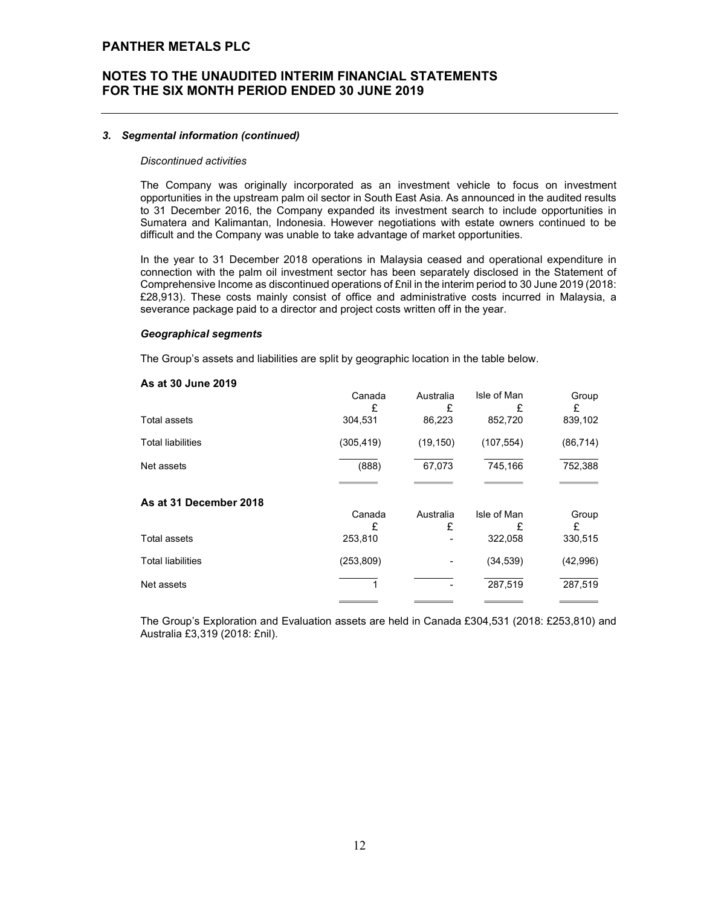### 3. Segmental information (continued)

*Discontinued activities*

The Company was originally incorporated as an investment vehicle to focus on investment opportunities in the upstream palm oil sector in South East Asia. As announced in the audited results to 31 December 2016, the Company expanded its investment search to include opportunities in Sumatera and Kalimantan, Indonesia. However negotiations with estate owners continued to be difficult and the Company was unable to take advantage of market opportunities.

In the year to 31 December 2018 operations in Malaysia ceased and operational expenditure in connection with the palm oil investment sector has been separately disclosed in the Statement of Comprehensive Income as discontinued operations of £nil in the interim period to 30 June 2019 (2018: £28,913). These costs mainly consist of office and administrative costs incurred in Malaysia, a severance package paid to a director and project costs written off in the year.

***Geographical segments***

The Group's assets and liabilities are split by geographic location in the table below.

**As at 30 June 2019**

| | Canada | Australia | Isle of Man | Group |
|---|---|---|---|---|
| | £ | £ | £ | £ |
| Total assets | 304,531 | 86,223 | 852,720 | 839,102 |
| Total liabilities | (305,419) | (19,150) | (107,554) | (86,714) |
| Net assets | (888) | 67,073 | 745,166 | 752,388 |

**As at 31 December 2018**

| | Canada | Australia | Isle of Man | Group |
|---|---|---|---|---|
| | £ | £ | £ | £ |
| Total assets | 253,810 | - | 322,058 | 330,515 |
| Total liabilities | (253,809) | - | (34,539) | (42,996) |
| Net assets | 1 | - | 287,519 | 287,519 |

The Group's Exploration and Evaluation assets are held in Canada £304,531 (2018: £253,810) and Australia £3,319 (2018: £nil).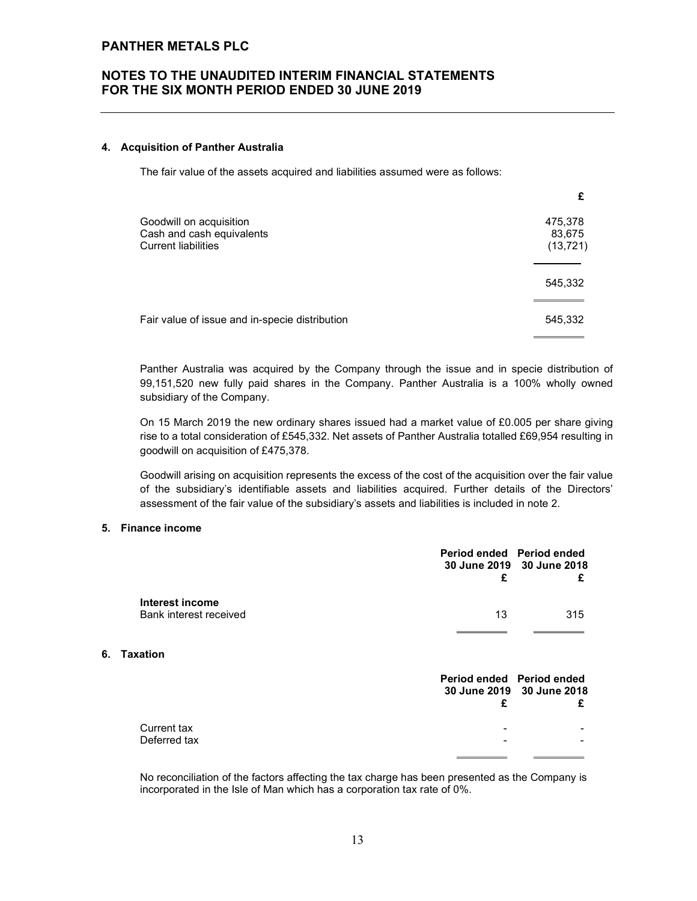## 4. Acquisition of Panther Australia

The fair value of the assets acquired and liabilities assumed were as follows:

| | £ |
|---|---|
| Goodwill on acquisition | 475,378 |
| Cash and cash equivalents | 83,675 |
| Current liabilities | (13,721) |
| | 545,332 |
| Fair value of issue and in-specie distribution | 545,332 |

Panther Australia was acquired by the Company through the issue and in specie distribution of 99,151,520 new fully paid shares in the Company. Panther Australia is a 100% wholly owned subsidiary of the Company.

On 15 March 2019 the new ordinary shares issued had a market value of £0.005 per share giving rise to a total consideration of £545,332. Net assets of Panther Australia totalled £69,954 resulting in goodwill on acquisition of £475,378.

Goodwill arising on acquisition represents the excess of the cost of the acquisition over the fair value of the subsidiary's identifiable assets and liabilities acquired. Further details of the Directors' assessment of the fair value of the subsidiary's assets and liabilities is included in note 2.

## 5. Finance income

| | Period ended 30 June 2019 £ | Period ended 30 June 2018 £ |
|---|---|---|
| **Interest income** | | |
| Bank interest received | 13 | 315 |

## 6. Taxation

| | Period ended 30 June 2019 £ | Period ended 30 June 2018 £ |
|---|---|---|
| Current tax | - | - |
| Deferred tax | - | - |

No reconciliation of the factors affecting the tax charge has been presented as the Company is incorporated in the Isle of Man which has a corporation tax rate of 0%.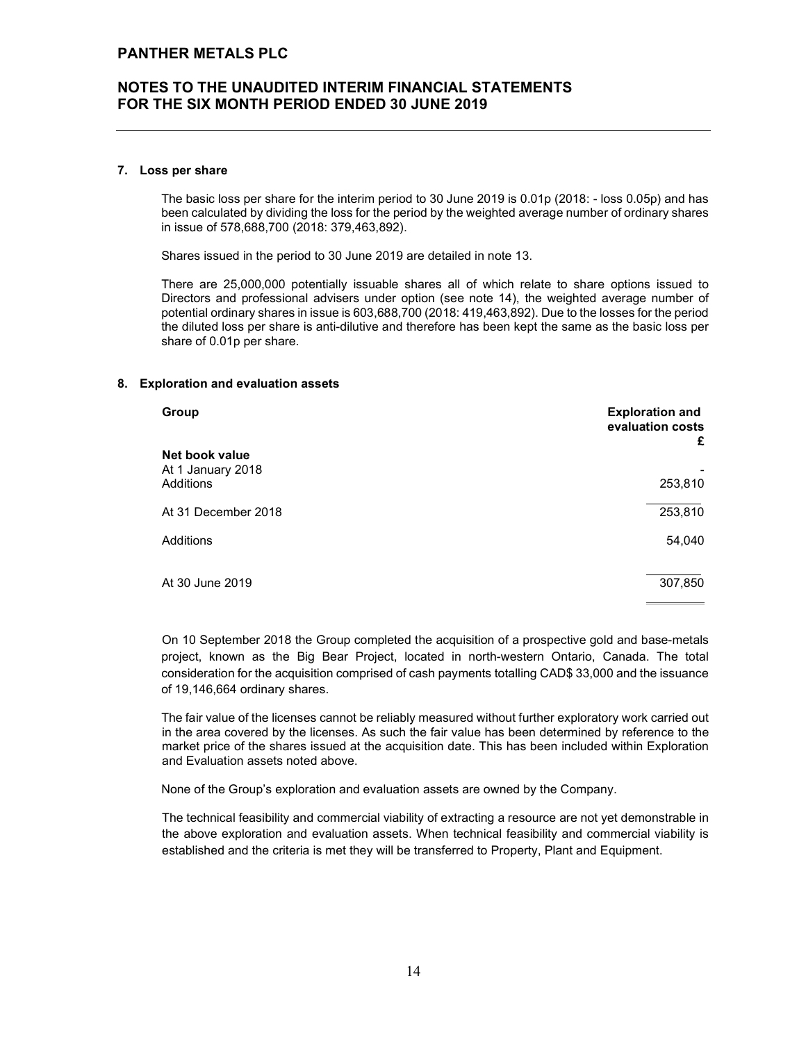## 7. Loss per share

The basic loss per share for the interim period to 30 June 2019 is 0.01p (2018: - loss 0.05p) and has been calculated by dividing the loss for the period by the weighted average number of ordinary shares in issue of 578,688,700 (2018: 379,463,892).

Shares issued in the period to 30 June 2019 are detailed in note 13.

There are 25,000,000 potentially issuable shares all of which relate to share options issued to Directors and professional advisers under option (see note 14), the weighted average number of potential ordinary shares in issue is 603,688,700 (2018: 419,463,892). Due to the losses for the period the diluted loss per share is anti-dilutive and therefore has been kept the same as the basic loss per share of 0.01p per share.

## 8. Exploration and evaluation assets

| **Group** | **Exploration and evaluation costs £** |
|---|---|
| **Net book value** | |
| At 1 January 2018 | - |
| Additions | 253,810 |
| At 31 December 2018 | 253,810 |
| Additions | 54,040 |
| At 30 June 2019 | 307,850 |

On 10 September 2018 the Group completed the acquisition of a prospective gold and base-metals project, known as the Big Bear Project, located in north-western Ontario, Canada. The total consideration for the acquisition comprised of cash payments totalling CAD$ 33,000 and the issuance of 19,146,664 ordinary shares.

The fair value of the licenses cannot be reliably measured without further exploratory work carried out in the area covered by the licenses. As such the fair value has been determined by reference to the market price of the shares issued at the acquisition date. This has been included within Exploration and Evaluation assets noted above.

None of the Group's exploration and evaluation assets are owned by the Company.

The technical feasibility and commercial viability of extracting a resource are not yet demonstrable in the above exploration and evaluation assets. When technical feasibility and commercial viability is established and the criteria is met they will be transferred to Property, Plant and Equipment.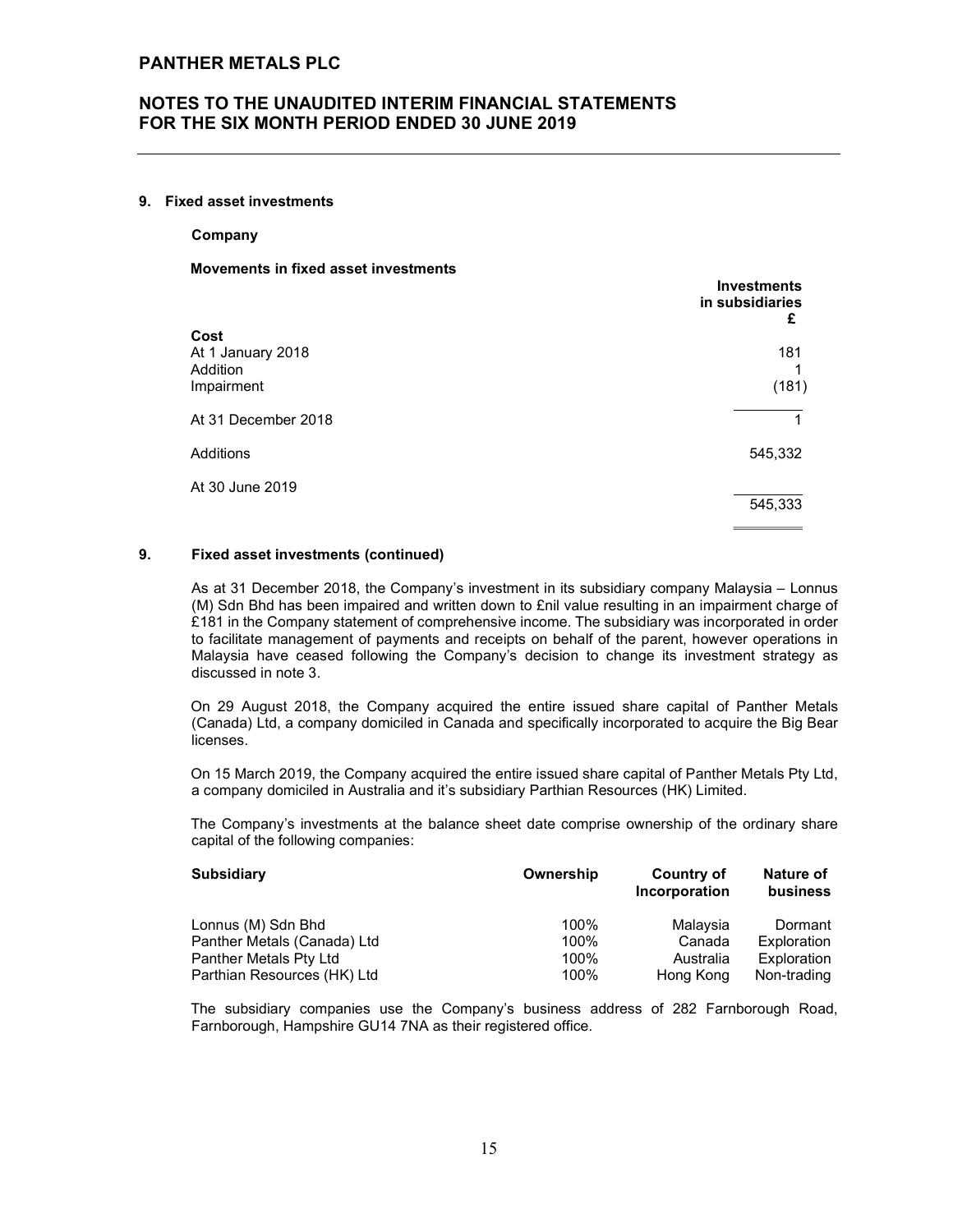# PANTHER METALS PLC

## NOTES TO THE UNAUDITED INTERIM FINANCIAL STATEMENTS FOR THE SIX MONTH PERIOD ENDED 30 JUNE 2019

### 9. Fixed asset investments

**Company**

**Movements in fixed asset investments**

| | Investments in subsidiaries £ |
|---|---|
| **Cost** | |
| At 1 January 2018 | 181 |
| Addition | 1 |
| Impairment | (181) |
| At 31 December 2018 | 1 |
| Additions | 545,332 |
| At 30 June 2019 | 545,333 |

### 9. Fixed asset investments (continued)

As at 31 December 2018, the Company's investment in its subsidiary company Malaysia – Lonnus (M) Sdn Bhd has been impaired and written down to £nil value resulting in an impairment charge of £181 in the Company statement of comprehensive income. The subsidiary was incorporated in order to facilitate management of payments and receipts on behalf of the parent, however operations in Malaysia have ceased following the Company's decision to change its investment strategy as discussed in note 3.

On 29 August 2018, the Company acquired the entire issued share capital of Panther Metals (Canada) Ltd, a company domiciled in Canada and specifically incorporated to acquire the Big Bear licenses.

On 15 March 2019, the Company acquired the entire issued share capital of Panther Metals Pty Ltd, a company domiciled in Australia and it's subsidiary Parthian Resources (HK) Limited.

The Company's investments at the balance sheet date comprise ownership of the ordinary share capital of the following companies:

| Subsidiary | Ownership | Country of Incorporation | Nature of business |
|---|---|---|---|
| Lonnus (M) Sdn Bhd | 100% | Malaysia | Dormant |
| Panther Metals (Canada) Ltd | 100% | Canada | Exploration |
| Panther Metals Pty Ltd | 100% | Australia | Exploration |
| Parthian Resources (HK) Ltd | 100% | Hong Kong | Non-trading |

The subsidiary companies use the Company's business address of 282 Farnborough Road, Farnborough, Hampshire GU14 7NA as their registered office.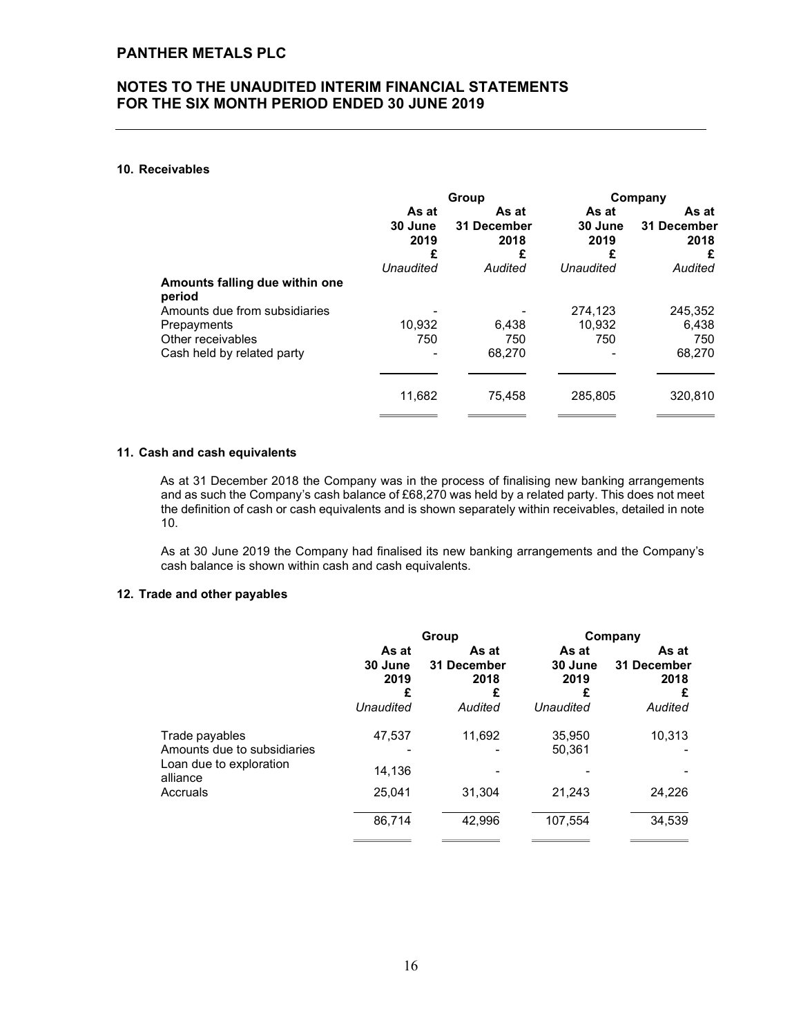## PANTHER METALS PLC

## NOTES TO THE UNAUDITED INTERIM FINANCIAL STATEMENTS FOR THE SIX MONTH PERIOD ENDED 30 JUNE 2019

### 10. Receivables

| | Group | | Company | |
|---|---|---|---|---|
| | As at 30 June 2019 £ *Unaudited* | As at 31 December 2018 £ *Audited* | As at 30 June 2019 £ *Unaudited* | As at 31 December 2018 £ *Audited* |
| **Amounts falling due within one period** | | | | |
| Amounts due from subsidiaries | - | - | 274,123 | 245,352 |
| Prepayments | 10,932 | 6,438 | 10,932 | 6,438 |
| Other receivables | 750 | 750 | 750 | 750 |
| Cash held by related party | - | 68,270 | - | 68,270 |
| | 11,682 | 75,458 | 285,805 | 320,810 |

### 11. Cash and cash equivalents

As at 31 December 2018 the Company was in the process of finalising new banking arrangements and as such the Company's cash balance of £68,270 was held by a related party. This does not meet the definition of cash or cash equivalents and is shown separately within receivables, detailed in note 10.

As at 30 June 2019 the Company had finalised its new banking arrangements and the Company's cash balance is shown within cash and cash equivalents.

### 12. Trade and other payables

| | Group | | Company | |
|---|---|---|---|---|
| | As at 30 June 2019 £ *Unaudited* | As at 31 December 2018 £ *Audited* | As at 30 June 2019 £ *Unaudited* | As at 31 December 2018 £ *Audited* |
| Trade payables | 47,537 | 11,692 | 35,950 | 10,313 |
| Amounts due to subsidiaries | - | - | 50,361 | - |
| Loan due to exploration alliance | 14,136 | - | - | - |
| Accruals | 25,041 | 31,304 | 21,243 | 24,226 |
| | 86,714 | 42,996 | 107,554 | 34,539 |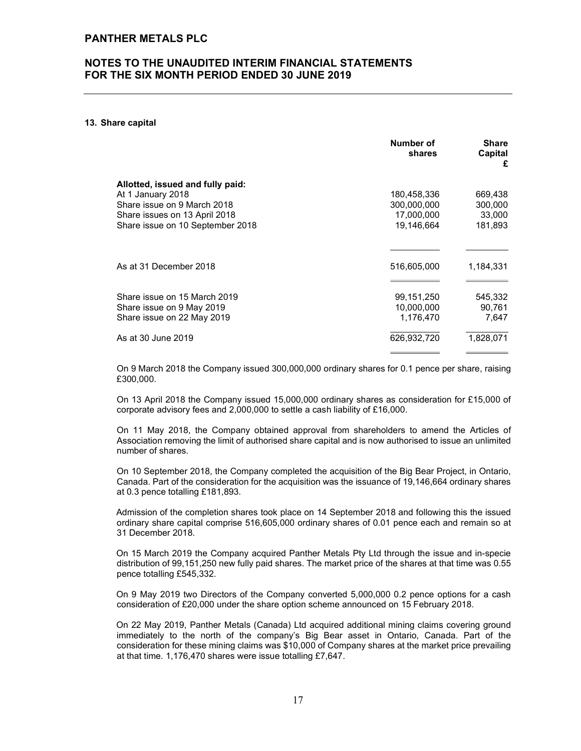#### 13. Share capital

| | Number of shares | Share Capital £ |
|---|---|---|
| **Allotted, issued and fully paid:** | | |
| At 1 January 2018 | 180,458,336 | 669,438 |
| Share issue on 9 March 2018 | 300,000,000 | 300,000 |
| Share issues on 13 April 2018 | 17,000,000 | 33,000 |
| Share issue on 10 September 2018 | 19,146,664 | 181,893 |
| As at 31 December 2018 | 516,605,000 | 1,184,331 |
| Share issue on 15 March 2019 | 99,151,250 | 545,332 |
| Share issue on 9 May 2019 | 10,000,000 | 90,761 |
| Share issue on 22 May 2019 | 1,176,470 | 7,647 |
| As at 30 June 2019 | 626,932,720 | 1,828,071 |

On 9 March 2018 the Company issued 300,000,000 ordinary shares for 0.1 pence per share, raising £300,000.

On 13 April 2018 the Company issued 15,000,000 ordinary shares as consideration for £15,000 of corporate advisory fees and 2,000,000 to settle a cash liability of £16,000.

On 11 May 2018, the Company obtained approval from shareholders to amend the Articles of Association removing the limit of authorised share capital and is now authorised to issue an unlimited number of shares.

On 10 September 2018, the Company completed the acquisition of the Big Bear Project, in Ontario, Canada. Part of the consideration for the acquisition was the issuance of 19,146,664 ordinary shares at 0.3 pence totalling £181,893.

Admission of the completion shares took place on 14 September 2018 and following this the issued ordinary share capital comprise 516,605,000 ordinary shares of 0.01 pence each and remain so at 31 December 2018.

On 15 March 2019 the Company acquired Panther Metals Pty Ltd through the issue and in-specie distribution of 99,151,250 new fully paid shares. The market price of the shares at that time was 0.55 pence totalling £545,332.

On 9 May 2019 two Directors of the Company converted 5,000,000 0.2 pence options for a cash consideration of £20,000 under the share option scheme announced on 15 February 2018.

On 22 May 2019, Panther Metals (Canada) Ltd acquired additional mining claims covering ground immediately to the north of the company's Big Bear asset in Ontario, Canada. Part of the consideration for these mining claims was $10,000 of Company shares at the market price prevailing at that time. 1,176,470 shares were issue totalling £7,647.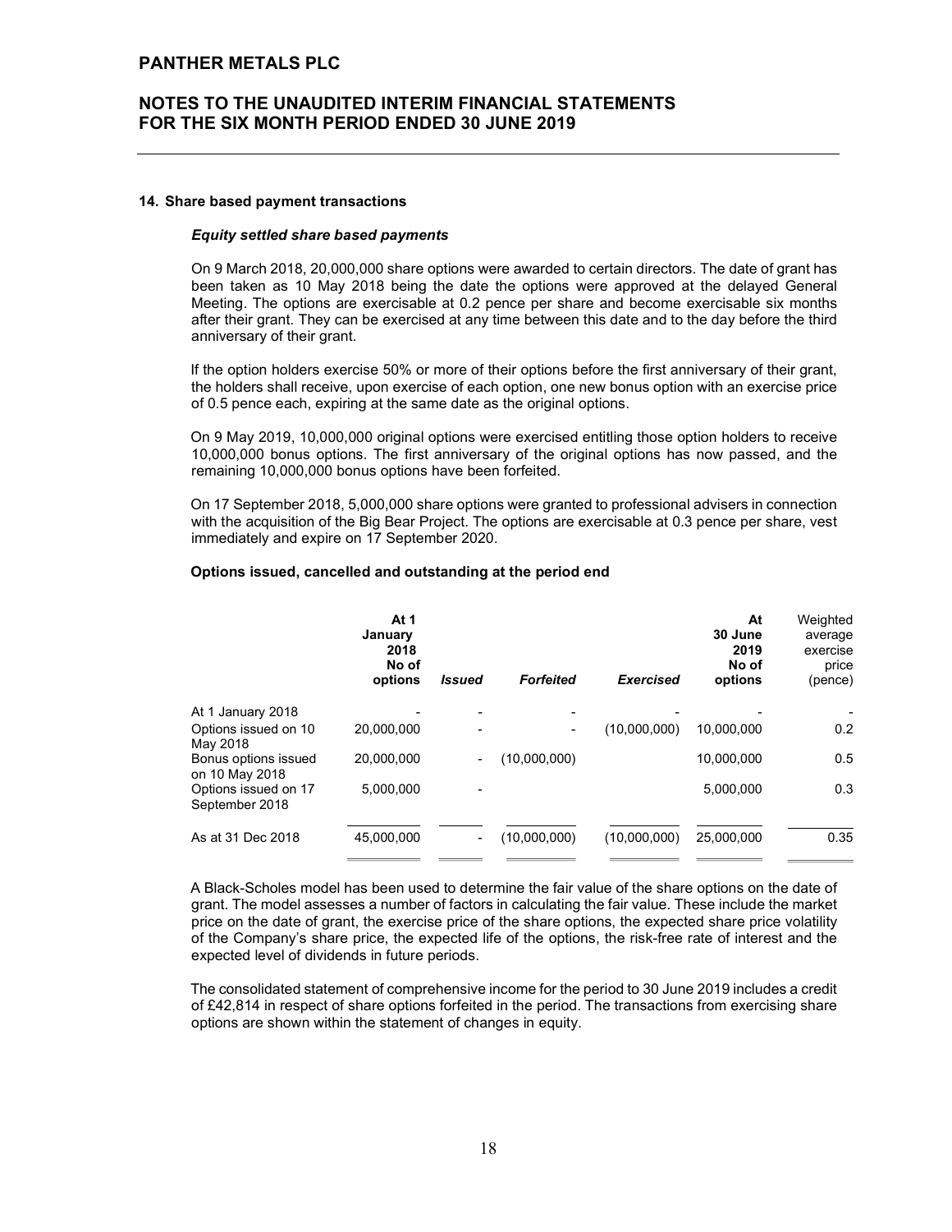## 14. Share based payment transactions

### *Equity settled share based payments*

On 9 March 2018, 20,000,000 share options were awarded to certain directors. The date of grant has been taken as 10 May 2018 being the date the options were approved at the delayed General Meeting. The options are exercisable at 0.2 pence per share and become exercisable six months after their grant. They can be exercised at any time between this date and to the day before the third anniversary of their grant.

If the option holders exercise 50% or more of their options before the first anniversary of their grant, the holders shall receive, upon exercise of each option, one new bonus option with an exercise price of 0.5 pence each, expiring at the same date as the original options.

On 9 May 2019, 10,000,000 original options were exercised entitling those option holders to receive 10,000,000 bonus options. The first anniversary of the original options has now passed, and the remaining 10,000,000 bonus options have been forfeited.

On 17 September 2018, 5,000,000 share options were granted to professional advisers in connection with the acquisition of the Big Bear Project. The options are exercisable at 0.3 pence per share, vest immediately and expire on 17 September 2020.

**Options issued, cancelled and outstanding at the period end**

| | At 1 January 2018 No of options | *Issued* | *Forfeited* | *Exercised* | At 30 June 2019 No of options | Weighted average exercise price (pence) |
|---|---|---|---|---|---|---|
| At 1 January 2018 | - | - | - | - | - | - |
| Options issued on 10 May 2018 | 20,000,000 | - | - | (10,000,000) | 10,000,000 | 0.2 |
| Bonus options issued on 10 May 2018 | 20,000,000 | - | (10,000,000) | | 10,000,000 | 0.5 |
| Options issued on 17 September 2018 | 5,000,000 | - | | | 5,000,000 | 0.3 |
| As at 31 Dec 2018 | 45,000,000 | - | (10,000,000) | (10,000,000) | 25,000,000 | 0.35 |

A Black-Scholes model has been used to determine the fair value of the share options on the date of grant. The model assesses a number of factors in calculating the fair value. These include the market price on the date of grant, the exercise price of the share options, the expected share price volatility of the Company's share price, the expected life of the options, the risk-free rate of interest and the expected level of dividends in future periods.

The consolidated statement of comprehensive income for the period to 30 June 2019 includes a credit of £42,814 in respect of share options forfeited in the period. The transactions from exercising share options are shown within the statement of changes in equity.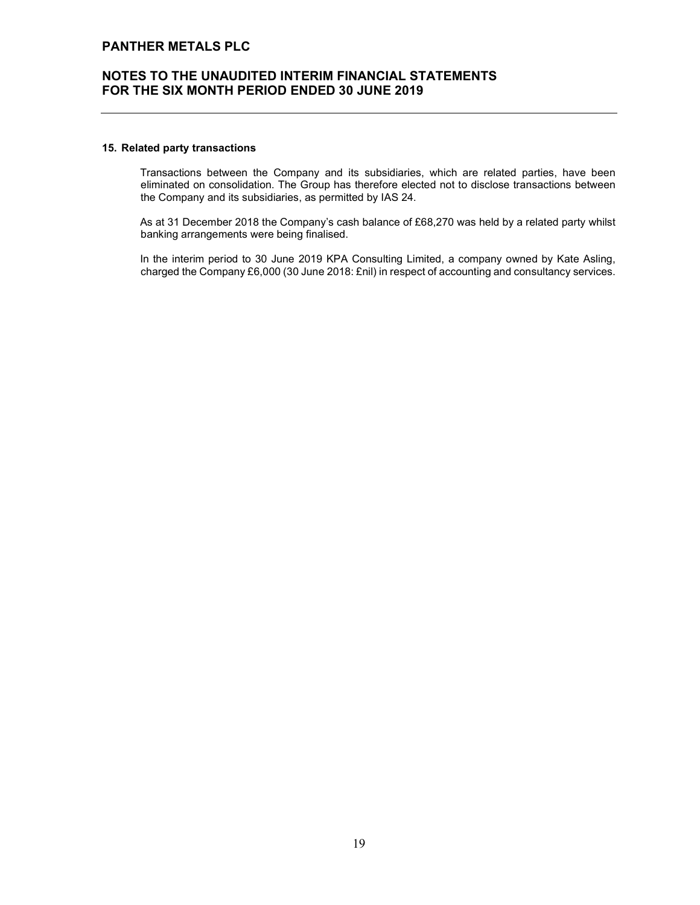## 15. Related party transactions

Transactions between the Company and its subsidiaries, which are related parties, have been eliminated on consolidation. The Group has therefore elected not to disclose transactions between the Company and its subsidiaries, as permitted by IAS 24.

As at 31 December 2018 the Company's cash balance of £68,270 was held by a related party whilst banking arrangements were being finalised.

In the interim period to 30 June 2019 KPA Consulting Limited, a company owned by Kate Asling, charged the Company £6,000 (30 June 2018: £nil) in respect of accounting and consultancy services.